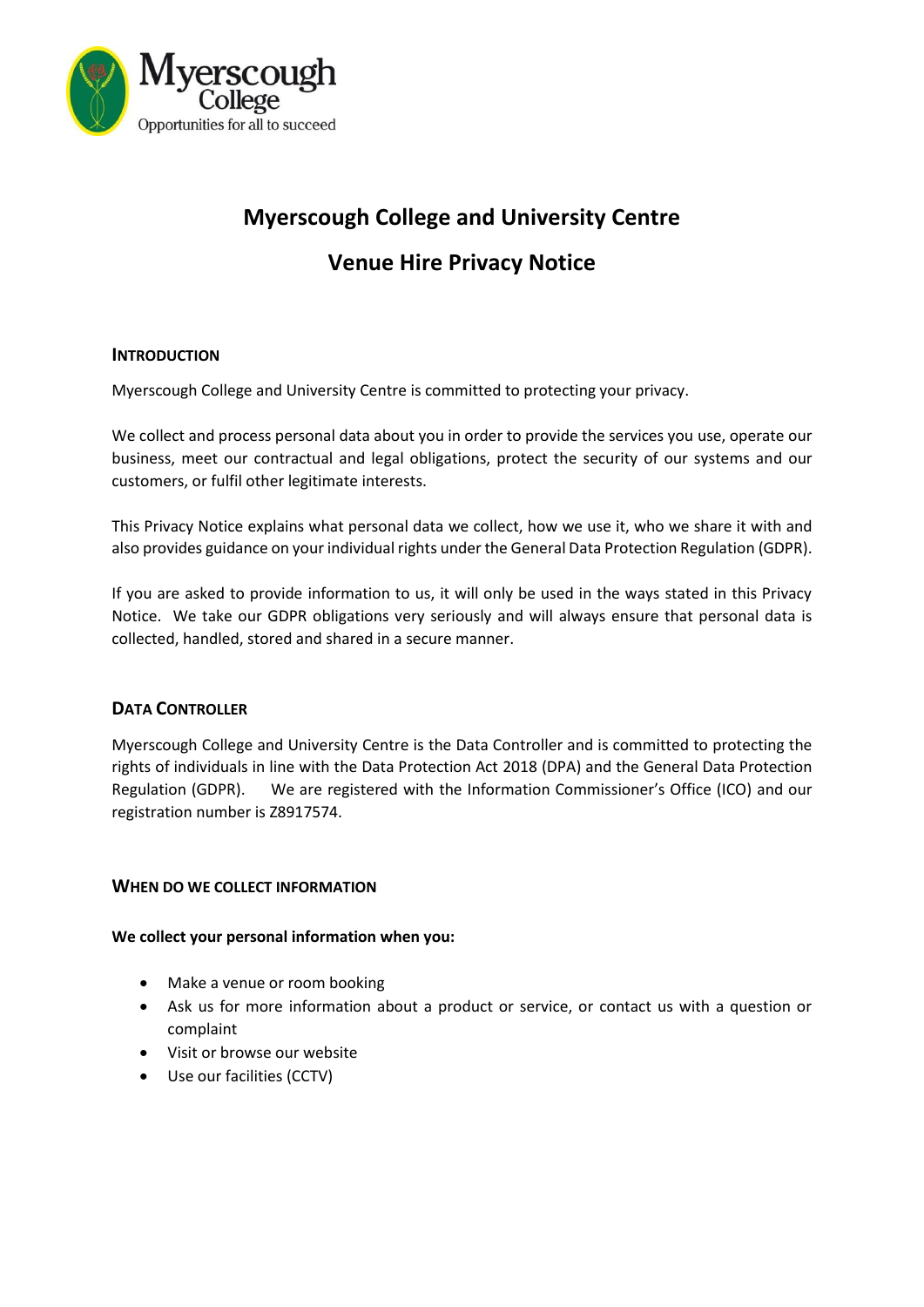# Myerscough College and University Centre

# Venue Hire Privacy Notice

## Introduction

Myerscough College and University Centre is committed to protecting your privacy.

We collect and process personal data about you in order to provide the services you use, operate our business, meet our contractual and legal obligations, protect the security of our systems and our customers, or fulfil other legitimate interests.

This Privacy Notice explains what personal data we collect, how we use it, who we share it with and also provides guidance on your individual rights under the General Data Protection Regulation (GDPR).

If you are asked to provide information to us, it will only be used in the ways stated in this Privacy Notice. We take our GDPR obligations very seriously and will always ensure that personal data is collected, handled, stored and shared in a secure manner.

## Data Controller

Myerscough College and University Centre is the Data Controller and is committed to protecting the rights of individuals in line with the Data Protection Act 2018 (DPA) and the General Data Protection Regulation (GDPR). We are registered with the Information Commissioner's Office (ICO) and our registration number is Z8917574.

## When do we collect information

**We collect your personal information when you:**

- Make a venue or room booking
- Ask us for more information about a product or service, or contact us with a question or complaint
- Visit or browse our website
- Use our facilities (CCTV)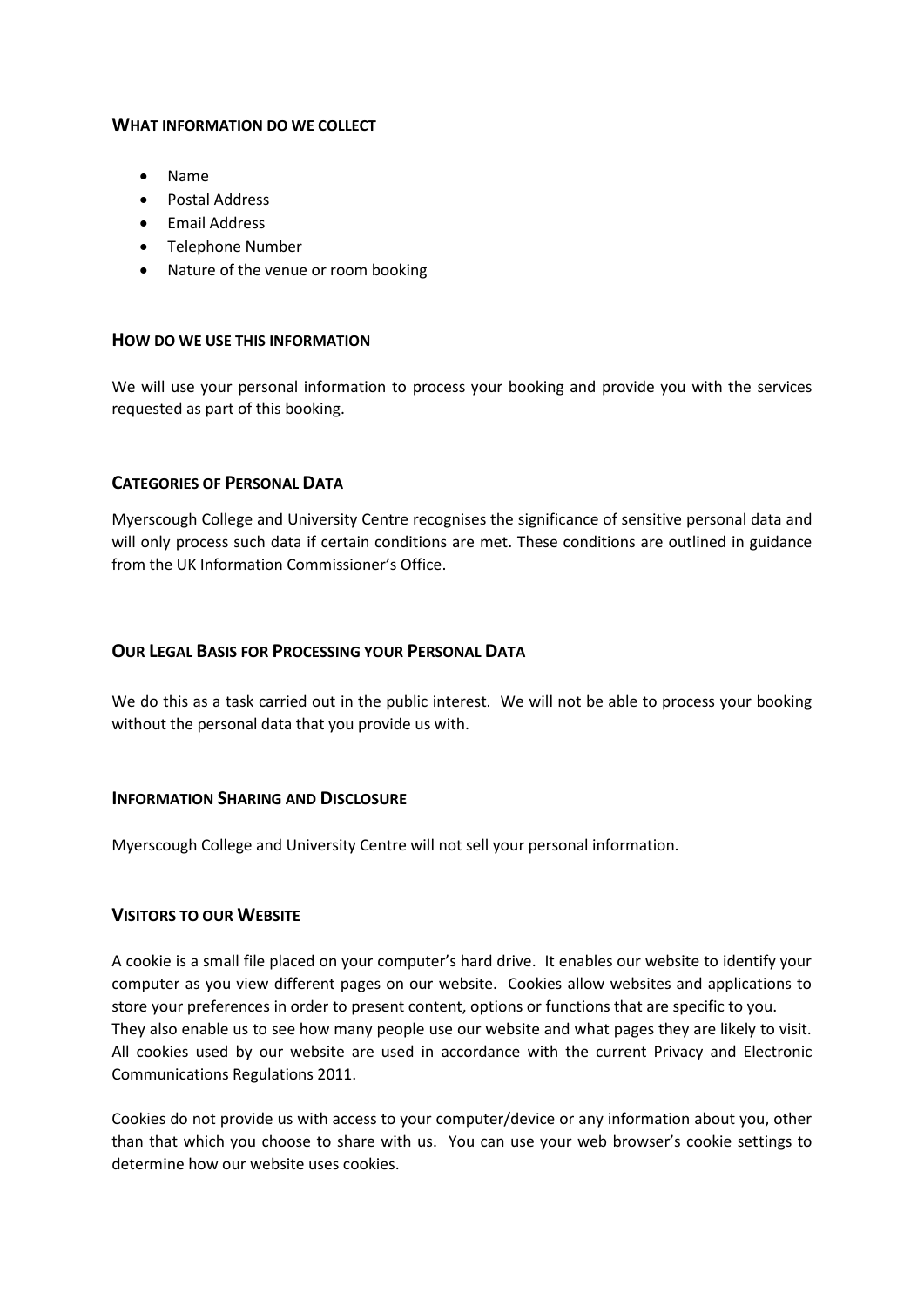### What information do we collect

- Name
- Postal Address
- Email Address
- Telephone Number
- Nature of the venue or room booking

### How do we use this information

We will use your personal information to process your booking and provide you with the services requested as part of this booking.

### Categories of Personal Data

Myerscough College and University Centre recognises the significance of sensitive personal data and will only process such data if certain conditions are met. These conditions are outlined in guidance from the UK Information Commissioner's Office.

### Our Legal Basis for Processing your Personal Data

We do this as a task carried out in the public interest. We will not be able to process your booking without the personal data that you provide us with.

### Information Sharing and Disclosure

Myerscough College and University Centre will not sell your personal information.

### Visitors to our Website

A cookie is a small file placed on your computer's hard drive. It enables our website to identify your computer as you view different pages on our website. Cookies allow websites and applications to store your preferences in order to present content, options or functions that are specific to you. They also enable us to see how many people use our website and what pages they are likely to visit. All cookies used by our website are used in accordance with the current Privacy and Electronic Communications Regulations 2011.

Cookies do not provide us with access to your computer/device or any information about you, other than that which you choose to share with us. You can use your web browser's cookie settings to determine how our website uses cookies.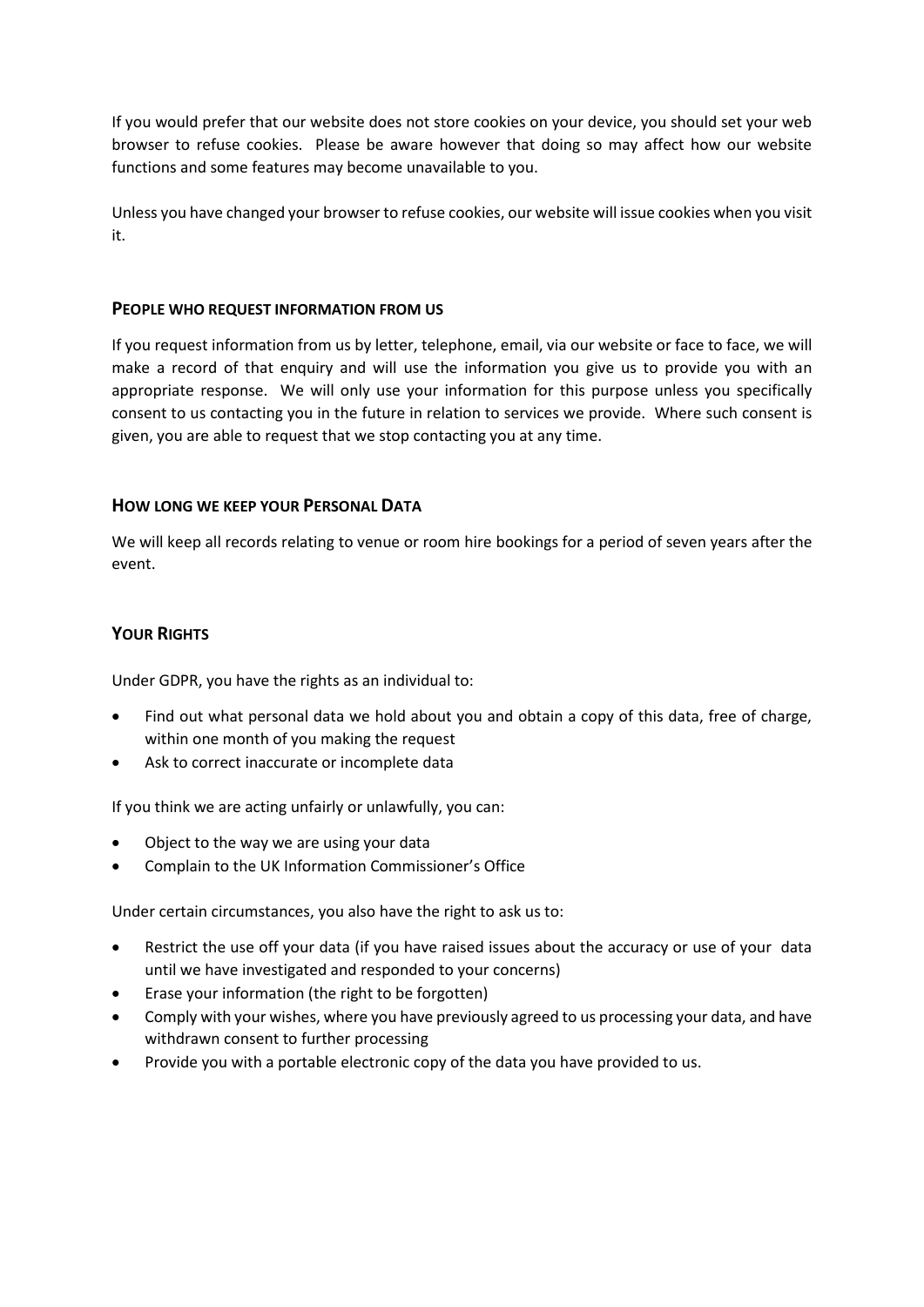If you would prefer that our website does not store cookies on your device, you should set your web browser to refuse cookies. Please be aware however that doing so may affect how our website functions and some features may become unavailable to you.

Unless you have changed your browser to refuse cookies, our website will issue cookies when you visit it.

## People who request information from us

If you request information from us by letter, telephone, email, via our website or face to face, we will make a record of that enquiry and will use the information you give us to provide you with an appropriate response. We will only use your information for this purpose unless you specifically consent to us contacting you in the future in relation to services we provide. Where such consent is given, you are able to request that we stop contacting you at any time.

## How long we keep your Personal Data

We will keep all records relating to venue or room hire bookings for a period of seven years after the event.

## Your Rights

Under GDPR, you have the rights as an individual to:

- Find out what personal data we hold about you and obtain a copy of this data, free of charge, within one month of you making the request
- Ask to correct inaccurate or incomplete data

If you think we are acting unfairly or unlawfully, you can:

- Object to the way we are using your data
- Complain to the UK Information Commissioner's Office

Under certain circumstances, you also have the right to ask us to:

- Restrict the use off your data (if you have raised issues about the accuracy or use of your data until we have investigated and responded to your concerns)
- Erase your information (the right to be forgotten)
- Comply with your wishes, where you have previously agreed to us processing your data, and have withdrawn consent to further processing
- Provide you with a portable electronic copy of the data you have provided to us.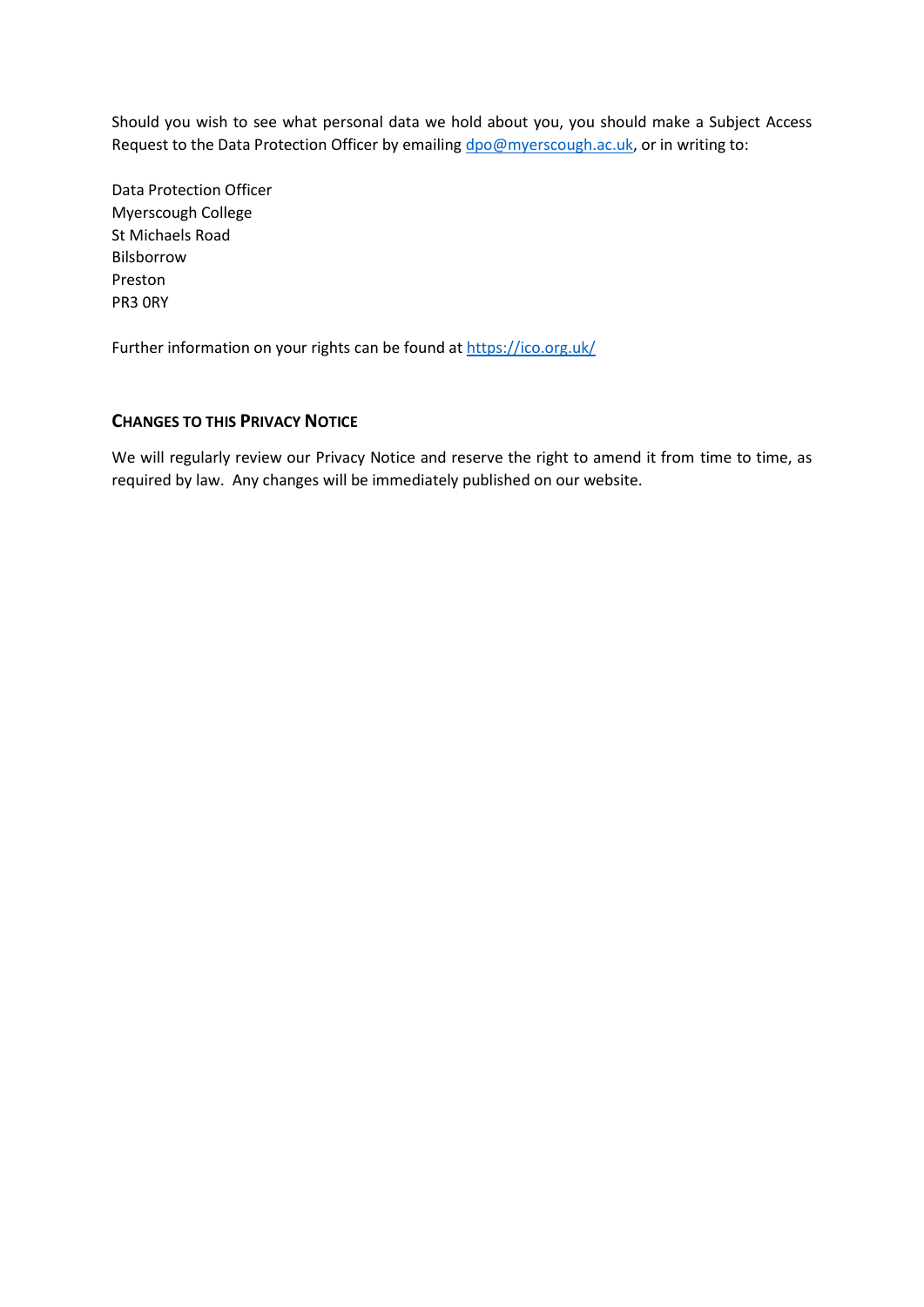Should you wish to see what personal data we hold about you, you should make a Subject Access Request to the Data Protection Officer by emailing dpo@myerscough.ac.uk, or in writing to:

Data Protection Officer
Myerscough College
St Michaels Road
Bilsborrow
Preston
PR3 0RY

Further information on your rights can be found at https://ico.org.uk/

## CHANGES TO THIS PRIVACY NOTICE

We will regularly review our Privacy Notice and reserve the right to amend it from time to time, as required by law. Any changes will be immediately published on our website.